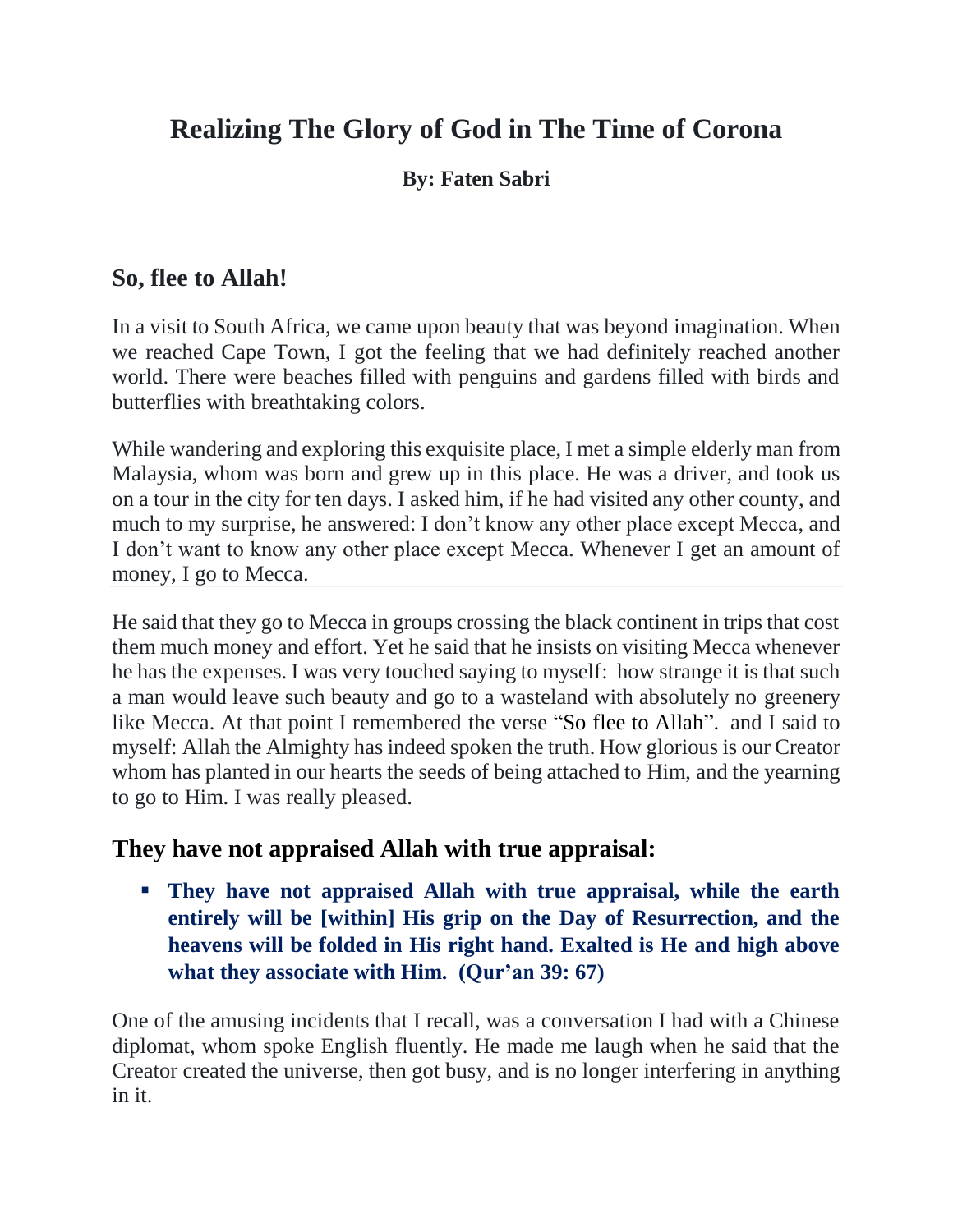# Realizing The Glory of God in The Time of Corona

**By: Faten Sabri**

## So, flee to Allah!

In a visit to South Africa, we came upon beauty that was beyond imagination. When we reached Cape Town, I got the feeling that we had definitely reached another world. There were beaches filled with penguins and gardens filled with birds and butterflies with breathtaking colors.

While wandering and exploring this exquisite place, I met a simple elderly man from Malaysia, whom was born and grew up in this place. He was a driver, and took us on a tour in the city for ten days. I asked him, if he had visited any other county, and much to my surprise, he answered: I don't know any other place except Mecca, and I don't want to know any other place except Mecca. Whenever I get an amount of money, I go to Mecca.

He said that they go to Mecca in groups crossing the black continent in trips that cost them much money and effort. Yet he said that he insists on visiting Mecca whenever he has the expenses. I was very touched saying to myself: how strange it is that such a man would leave such beauty and go to a wasteland with absolutely no greenery like Mecca. At that point I remembered the verse "So flee to Allah". and I said to myself: Allah the Almighty has indeed spoken the truth. How glorious is our Creator whom has planted in our hearts the seeds of being attached to Him, and the yearning to go to Him. I was really pleased.

## They have not appraised Allah with true appraisal:

- **They have not appraised Allah with true appraisal, while the earth entirely will be [within] His grip on the Day of Resurrection, and the heavens will be folded in His right hand. Exalted is He and high above what they associate with Him. (Qur'an 39: 67)**

One of the amusing incidents that I recall, was a conversation I had with a Chinese diplomat, whom spoke English fluently. He made me laugh when he said that the Creator created the universe, then got busy, and is no longer interfering in anything in it.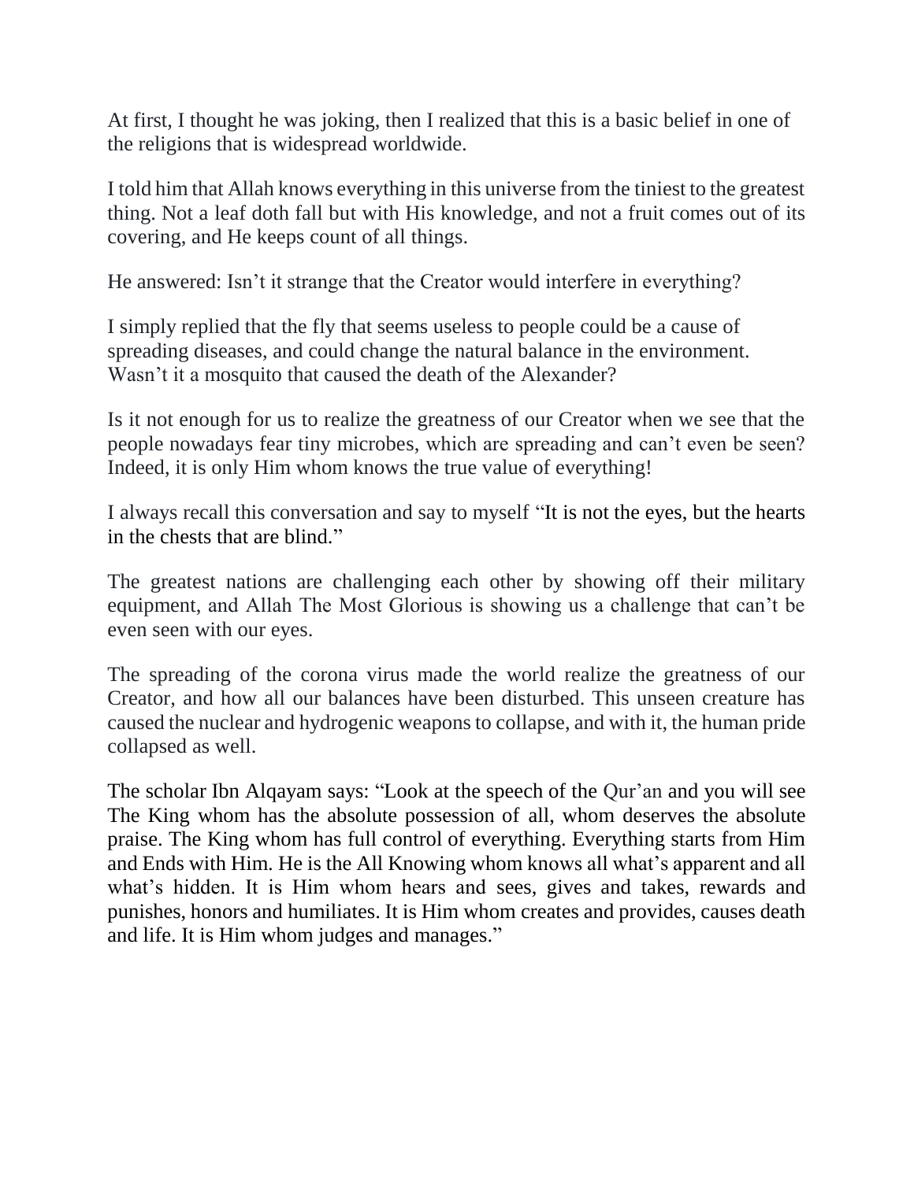At first, I thought he was joking, then I realized that this is a basic belief in one of the religions that is widespread worldwide.

I told him that Allah knows everything in this universe from the tiniest to the greatest thing. Not a leaf doth fall but with His knowledge, and not a fruit comes out of its covering, and He keeps count of all things.

He answered: Isn't it strange that the Creator would interfere in everything?

I simply replied that the fly that seems useless to people could be a cause of spreading diseases, and could change the natural balance in the environment. Wasn't it a mosquito that caused the death of the Alexander?

Is it not enough for us to realize the greatness of our Creator when we see that the people nowadays fear tiny microbes, which are spreading and can't even be seen? Indeed, it is only Him whom knows the true value of everything!

I always recall this conversation and say to myself "It is not the eyes, but the hearts in the chests that are blind."

The greatest nations are challenging each other by showing off their military equipment, and Allah The Most Glorious is showing us a challenge that can't be even seen with our eyes.

The spreading of the corona virus made the world realize the greatness of our Creator, and how all our balances have been disturbed. This unseen creature has caused the nuclear and hydrogenic weapons to collapse, and with it, the human pride collapsed as well.

The scholar Ibn Alqayam says: "Look at the speech of the Qur'an and you will see The King whom has the absolute possession of all, whom deserves the absolute praise. The King whom has full control of everything. Everything starts from Him and Ends with Him. He is the All Knowing whom knows all what's apparent and all what's hidden. It is Him whom hears and sees, gives and takes, rewards and punishes, honors and humiliates. It is Him whom creates and provides, causes death and life. It is Him whom judges and manages."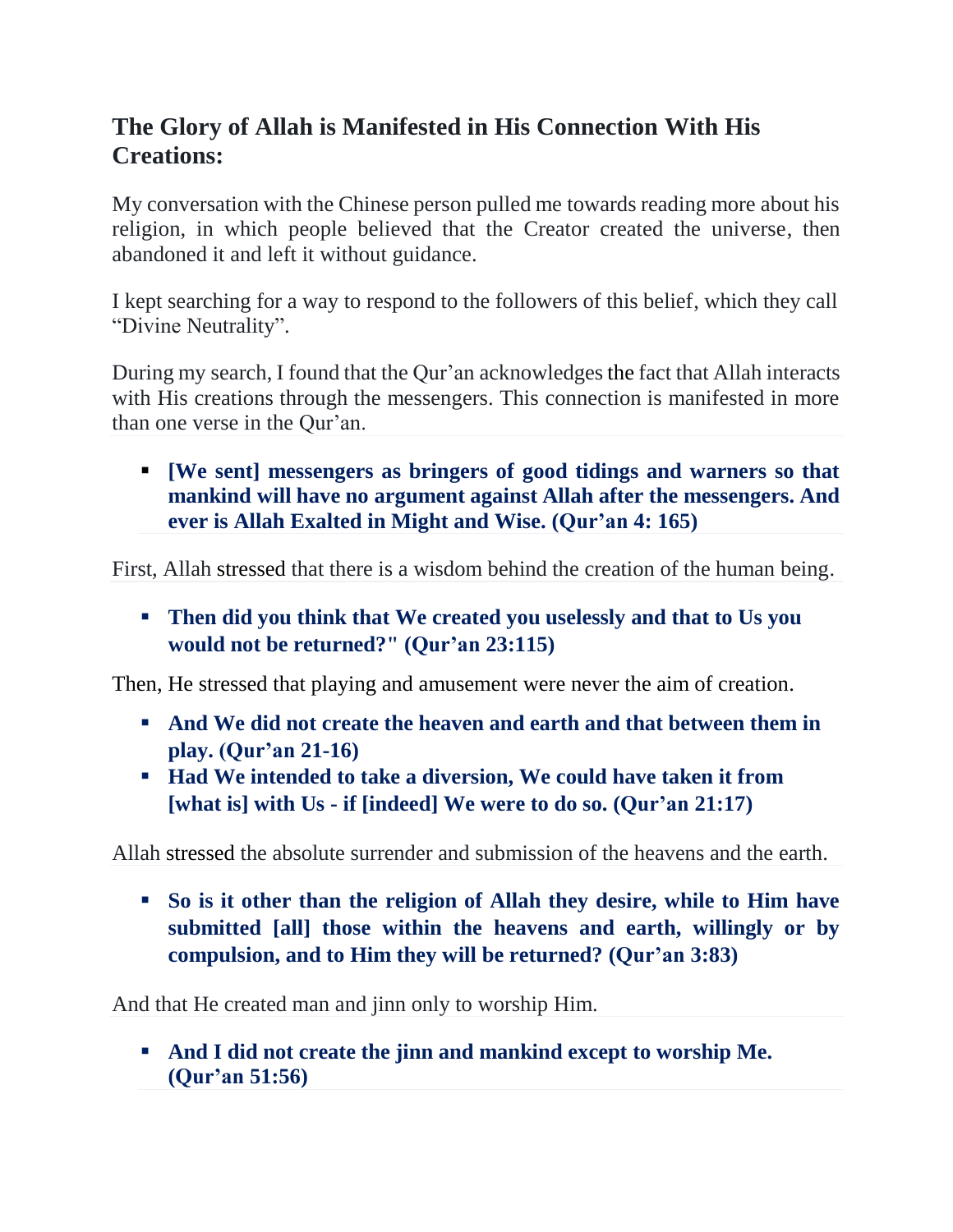## The Glory of Allah is Manifested in His Connection With His Creations:

My conversation with the Chinese person pulled me towards reading more about his religion, in which people believed that the Creator created the universe, then abandoned it and left it without guidance.

I kept searching for a way to respond to the followers of this belief, which they call "Divine Neutrality".

During my search, I found that the Qur'an acknowledges the fact that Allah interacts with His creations through the messengers. This connection is manifested in more than one verse in the Qur'an.

- **[We sent] messengers as bringers of good tidings and warners so that mankind will have no argument against Allah after the messengers. And ever is Allah Exalted in Might and Wise. (Qur'an 4: 165)**

First, Allah stressed that there is a wisdom behind the creation of the human being.

- **Then did you think that We created you uselessly and that to Us you would not be returned?" (Qur'an 23:115)**

Then, He stressed that playing and amusement were never the aim of creation.

- **And We did not create the heaven and earth and that between them in play. (Qur'an 21-16)**
- **Had We intended to take a diversion, We could have taken it from [what is] with Us - if [indeed] We were to do so. (Qur'an 21:17)**

Allah stressed the absolute surrender and submission of the heavens and the earth.

- **So is it other than the religion of Allah they desire, while to Him have submitted [all] those within the heavens and earth, willingly or by compulsion, and to Him they will be returned? (Qur'an 3:83)**

And that He created man and jinn only to worship Him.

- **And I did not create the jinn and mankind except to worship Me. (Qur'an 51:56)**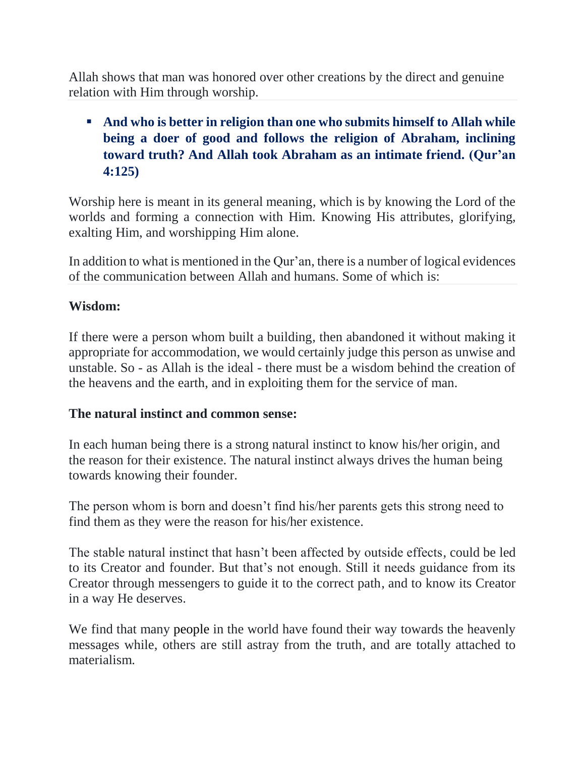Allah shows that man was honored over other creations by the direct and genuine relation with Him through worship.

- **And who is better in religion than one who submits himself to Allah while being a doer of good and follows the religion of Abraham, inclining toward truth? And Allah took Abraham as an intimate friend. (Qur'an 4:125)**

Worship here is meant in its general meaning, which is by knowing the Lord of the worlds and forming a connection with Him. Knowing His attributes, glorifying, exalting Him, and worshipping Him alone.

In addition to what is mentioned in the Qur'an, there is a number of logical evidences of the communication between Allah and humans. Some of which is:

**Wisdom:**

If there were a person whom built a building, then abandoned it without making it appropriate for accommodation, we would certainly judge this person as unwise and unstable. So - as Allah is the ideal - there must be a wisdom behind the creation of the heavens and the earth, and in exploiting them for the service of man.

**The natural instinct and common sense:**

In each human being there is a strong natural instinct to know his/her origin, and the reason for their existence. The natural instinct always drives the human being towards knowing their founder.

The person whom is born and doesn't find his/her parents gets this strong need to find them as they were the reason for his/her existence.

The stable natural instinct that hasn't been affected by outside effects, could be led to its Creator and founder. But that's not enough. Still it needs guidance from its Creator through messengers to guide it to the correct path, and to know its Creator in a way He deserves.

We find that many people in the world have found their way towards the heavenly messages while, others are still astray from the truth, and are totally attached to materialism.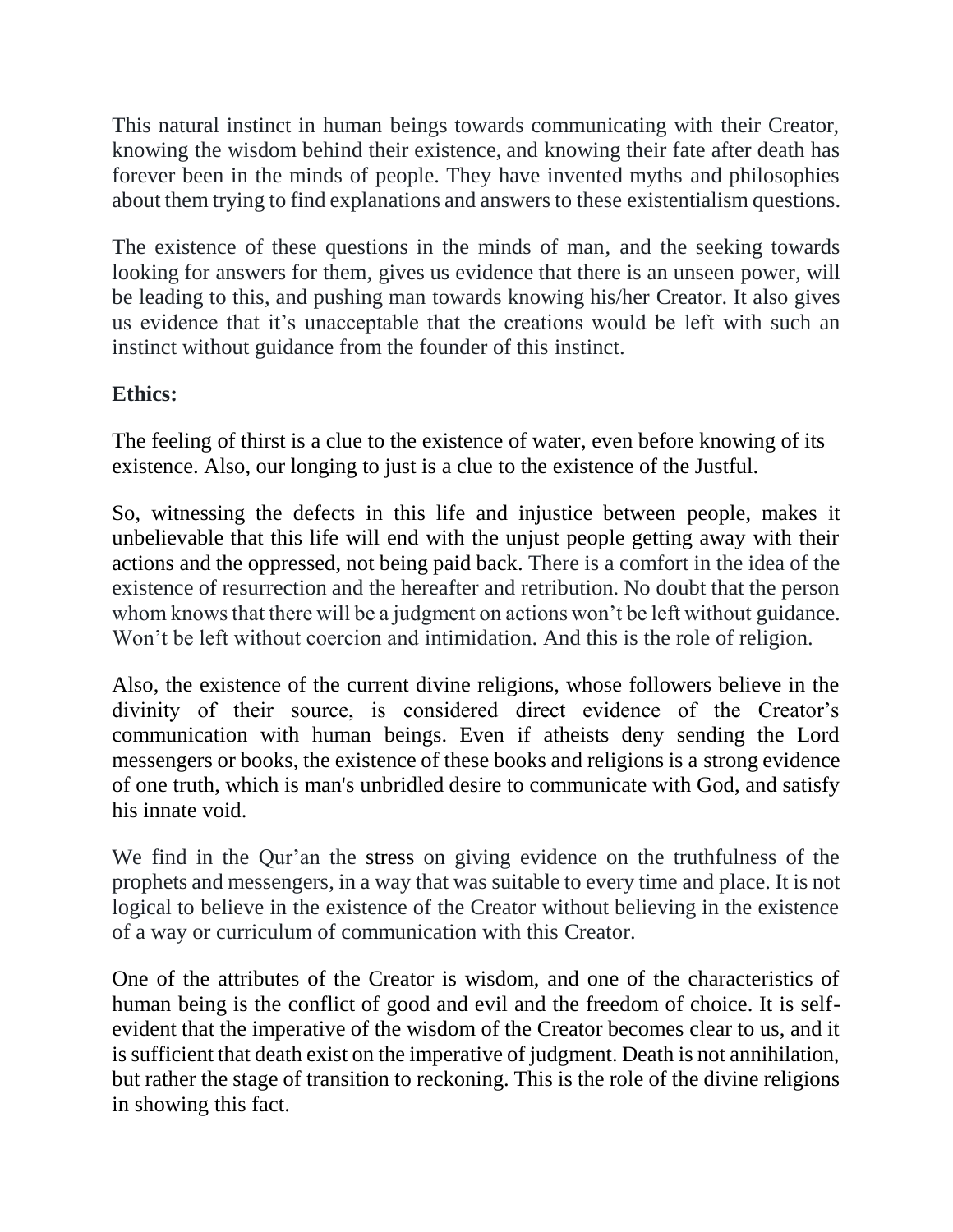This natural instinct in human beings towards communicating with their Creator, knowing the wisdom behind their existence, and knowing their fate after death has forever been in the minds of people. They have invented myths and philosophies about them trying to find explanations and answers to these existentialism questions.

The existence of these questions in the minds of man, and the seeking towards looking for answers for them, gives us evidence that there is an unseen power, will be leading to this, and pushing man towards knowing his/her Creator. It also gives us evidence that it's unacceptable that the creations would be left with such an instinct without guidance from the founder of this instinct.

**Ethics:**

The feeling of thirst is a clue to the existence of water, even before knowing of its existence. Also, our longing to just is a clue to the existence of the Justful.

So, witnessing the defects in this life and injustice between people, makes it unbelievable that this life will end with the unjust people getting away with their actions and the oppressed, not being paid back. There is a comfort in the idea of the existence of resurrection and the hereafter and retribution. No doubt that the person whom knows that there will be a judgment on actions won't be left without guidance. Won't be left without coercion and intimidation. And this is the role of religion.

Also, the existence of the current divine religions, whose followers believe in the divinity of their source, is considered direct evidence of the Creator's communication with human beings. Even if atheists deny sending the Lord messengers or books, the existence of these books and religions is a strong evidence of one truth, which is man's unbridled desire to communicate with God, and satisfy his innate void.

We find in the Qur'an the stress on giving evidence on the truthfulness of the prophets and messengers, in a way that was suitable to every time and place. It is not logical to believe in the existence of the Creator without believing in the existence of a way or curriculum of communication with this Creator.

One of the attributes of the Creator is wisdom, and one of the characteristics of human being is the conflict of good and evil and the freedom of choice. It is self-evident that the imperative of the wisdom of the Creator becomes clear to us, and it is sufficient that death exist on the imperative of judgment. Death is not annihilation, but rather the stage of transition to reckoning. This is the role of the divine religions in showing this fact.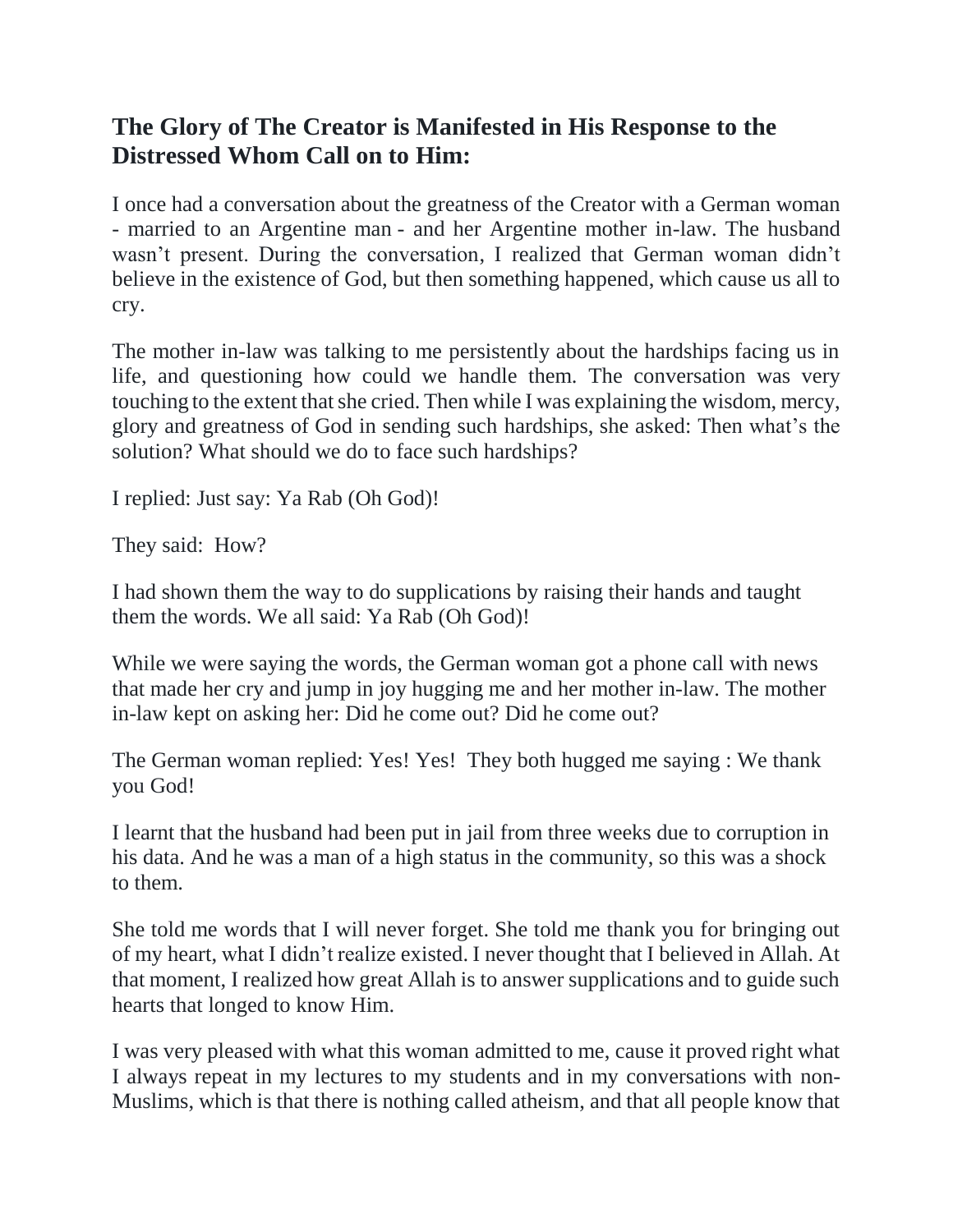## The Glory of The Creator is Manifested in His Response to the Distressed Whom Call on to Him:

I once had a conversation about the greatness of the Creator with a German woman - married to an Argentine man - and her Argentine mother in-law. The husband wasn't present. During the conversation, I realized that German woman didn't believe in the existence of God, but then something happened, which cause us all to cry.

The mother in-law was talking to me persistently about the hardships facing us in life, and questioning how could we handle them. The conversation was very touching to the extent that she cried. Then while I was explaining the wisdom, mercy, glory and greatness of God in sending such hardships, she asked: Then what's the solution? What should we do to face such hardships?

I replied: Just say: Ya Rab (Oh God)!

They said: How?

I had shown them the way to do supplications by raising their hands and taught them the words. We all said: Ya Rab (Oh God)!

While we were saying the words, the German woman got a phone call with news that made her cry and jump in joy hugging me and her mother in-law. The mother in-law kept on asking her: Did he come out? Did he come out?

The German woman replied: Yes! Yes! They both hugged me saying : We thank you God!

I learnt that the husband had been put in jail from three weeks due to corruption in his data. And he was a man of a high status in the community, so this was a shock to them.

She told me words that I will never forget. She told me thank you for bringing out of my heart, what I didn't realize existed. I never thought that I believed in Allah. At that moment, I realized how great Allah is to answer supplications and to guide such hearts that longed to know Him.

I was very pleased with what this woman admitted to me, cause it proved right what I always repeat in my lectures to my students and in my conversations with non-Muslims, which is that there is nothing called atheism, and that all people know that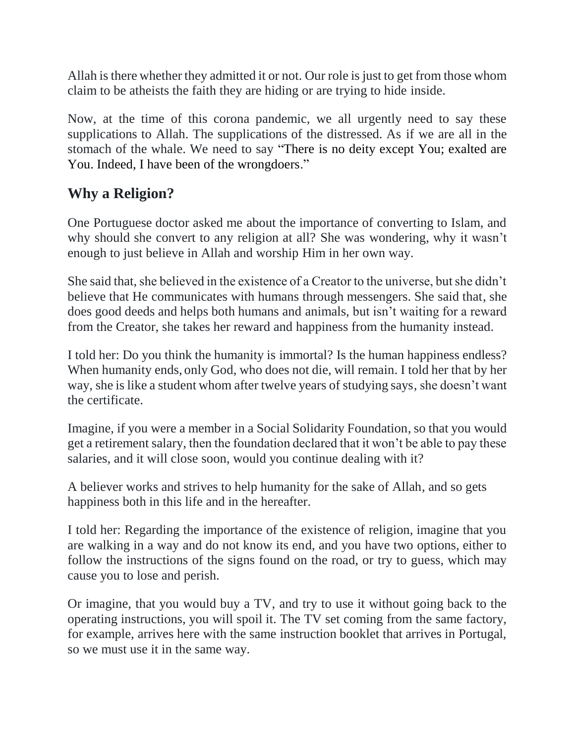Allah is there whether they admitted it or not. Our role is just to get from those whom claim to be atheists the faith they are hiding or are trying to hide inside.

Now, at the time of this corona pandemic, we all urgently need to say these supplications to Allah. The supplications of the distressed. As if we are all in the stomach of the whale. We need to say "There is no deity except You; exalted are You. Indeed, I have been of the wrongdoers."

## Why a Religion?

One Portuguese doctor asked me about the importance of converting to Islam, and why should she convert to any religion at all? She was wondering, why it wasn't enough to just believe in Allah and worship Him in her own way.

She said that, she believed in the existence of a Creator to the universe, but she didn't believe that He communicates with humans through messengers. She said that, she does good deeds and helps both humans and animals, but isn't waiting for a reward from the Creator, she takes her reward and happiness from the humanity instead.

I told her: Do you think the humanity is immortal? Is the human happiness endless? When humanity ends, only God, who does not die, will remain. I told her that by her way, she is like a student whom after twelve years of studying says, she doesn't want the certificate.

Imagine, if you were a member in a Social Solidarity Foundation, so that you would get a retirement salary, then the foundation declared that it won't be able to pay these salaries, and it will close soon, would you continue dealing with it?

A believer works and strives to help humanity for the sake of Allah, and so gets happiness both in this life and in the hereafter.

I told her: Regarding the importance of the existence of religion, imagine that you are walking in a way and do not know its end, and you have two options, either to follow the instructions of the signs found on the road, or try to guess, which may cause you to lose and perish.

Or imagine, that you would buy a TV, and try to use it without going back to the operating instructions, you will spoil it. The TV set coming from the same factory, for example, arrives here with the same instruction booklet that arrives in Portugal, so we must use it in the same way.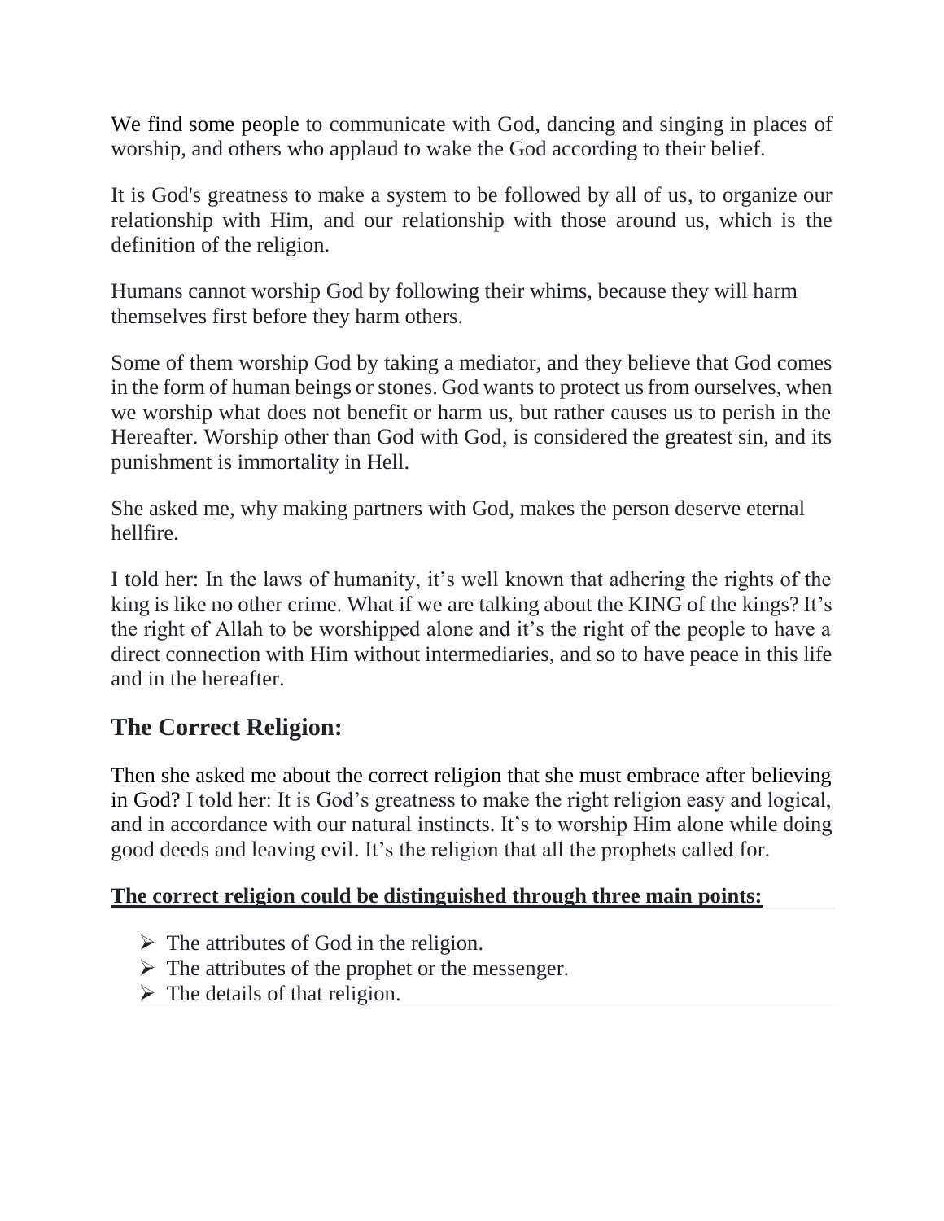We find some people to communicate with God, dancing and singing in places of worship, and others who applaud to wake the God according to their belief.

It is God's greatness to make a system to be followed by all of us, to organize our relationship with Him, and our relationship with those around us, which is the definition of the religion.

Humans cannot worship God by following their whims, because they will harm themselves first before they harm others.

Some of them worship God by taking a mediator, and they believe that God comes in the form of human beings or stones. God wants to protect us from ourselves, when we worship what does not benefit or harm us, but rather causes us to perish in the Hereafter. Worship other than God with God, is considered the greatest sin, and its punishment is immortality in Hell.

She asked me, why making partners with God, makes the person deserve eternal hellfire.

I told her: In the laws of humanity, it's well known that adhering the rights of the king is like no other crime. What if we are talking about the KING of the kings? It's the right of Allah to be worshipped alone and it's the right of the people to have a direct connection with Him without intermediaries, and so to have peace in this life and in the hereafter.

## The Correct Religion:

Then she asked me about the correct religion that she must embrace after believing in God? I told her: It is God's greatness to make the right religion easy and logical, and in accordance with our natural instincts. It's to worship Him alone while doing good deeds and leaving evil. It's the religion that all the prophets called for.

**The correct religion could be distinguished through three main points:**

- The attributes of God in the religion.
- The attributes of the prophet or the messenger.
- The details of that religion.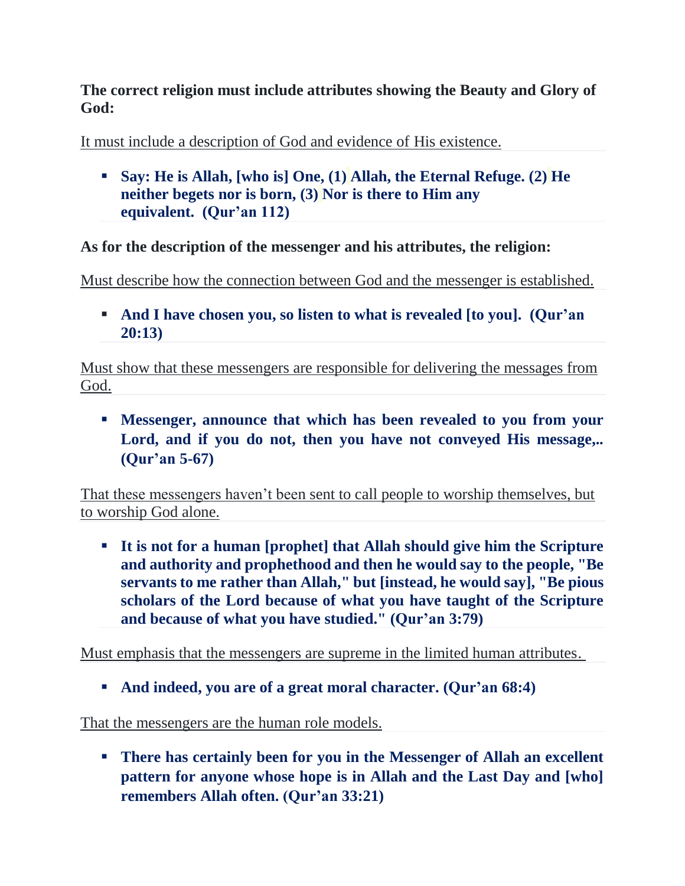**The correct religion must include attributes showing the Beauty and Glory of God:**

It must include a description of God and evidence of His existence.

- **Say: He is Allah, [who is] One, (1) Allah, the Eternal Refuge. (2) He neither begets nor is born, (3) Nor is there to Him any equivalent. (Qur'an 112)**

**As for the description of the messenger and his attributes, the religion:**

Must describe how the connection between God and the messenger is established.

- **And I have chosen you, so listen to what is revealed [to you]. (Qur'an 20:13)**

Must show that these messengers are responsible for delivering the messages from God.

- **Messenger, announce that which has been revealed to you from your Lord, and if you do not, then you have not conveyed His message,.. (Qur'an 5-67)**

That these messengers haven't been sent to call people to worship themselves, but to worship God alone.

- **It is not for a human [prophet] that Allah should give him the Scripture and authority and prophethood and then he would say to the people, "Be servants to me rather than Allah," but [instead, he would say], "Be pious scholars of the Lord because of what you have taught of the Scripture and because of what you have studied." (Qur'an 3:79)**

Must emphasis that the messengers are supreme in the limited human attributes.

- **And indeed, you are of a great moral character. (Qur'an 68:4)**

That the messengers are the human role models.

- **There has certainly been for you in the Messenger of Allah an excellent pattern for anyone whose hope is in Allah and the Last Day and [who] remembers Allah often. (Qur'an 33:21)**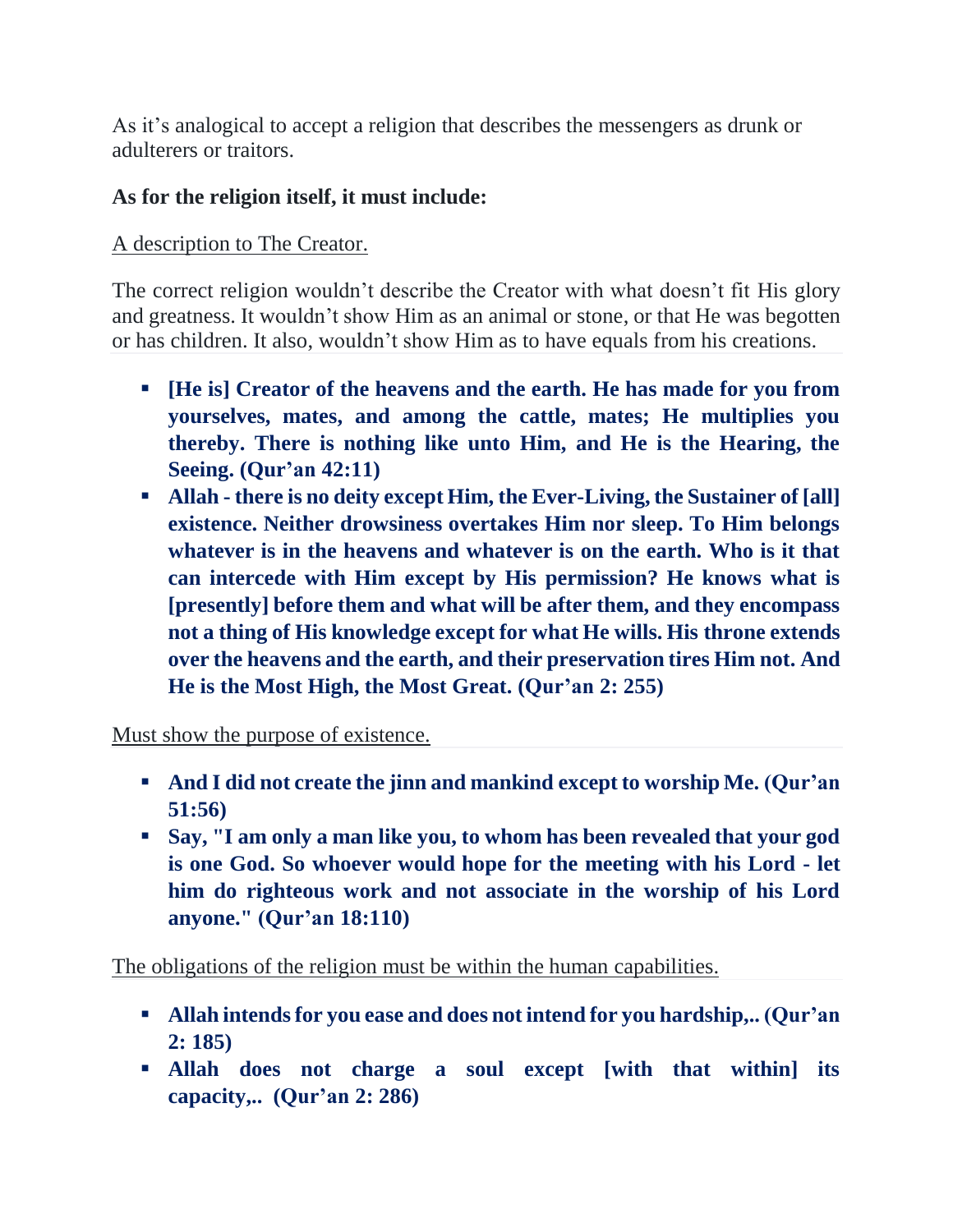As it's analogical to accept a religion that describes the messengers as drunk or adulterers or traitors.

**As for the religion itself, it must include:**

A description to The Creator.

The correct religion wouldn't describe the Creator with what doesn't fit His glory and greatness. It wouldn't show Him as an animal or stone, or that He was begotten or has children. It also, wouldn't show Him as to have equals from his creations.

- **[He is] Creator of the heavens and the earth. He has made for you from yourselves, mates, and among the cattle, mates; He multiplies you thereby. There is nothing like unto Him, and He is the Hearing, the Seeing. (Qur'an 42:11)**
- **Allah - there is no deity except Him, the Ever-Living, the Sustainer of [all] existence. Neither drowsiness overtakes Him nor sleep. To Him belongs whatever is in the heavens and whatever is on the earth. Who is it that can intercede with Him except by His permission? He knows what is [presently] before them and what will be after them, and they encompass not a thing of His knowledge except for what He wills. His throne extends over the heavens and the earth, and their preservation tires Him not. And He is the Most High, the Most Great. (Qur'an 2: 255)**

Must show the purpose of existence.

- **And I did not create the jinn and mankind except to worship Me. (Qur'an 51:56)**
- **Say, "I am only a man like you, to whom has been revealed that your god is one God. So whoever would hope for the meeting with his Lord - let him do righteous work and not associate in the worship of his Lord anyone." (Qur'an 18:110)**

The obligations of the religion must be within the human capabilities.

- **Allah intends for you ease and does not intend for you hardship,.. (Qur'an 2: 185)**
- **Allah does not charge a soul except [with that within] its capacity,.. (Qur'an 2: 286)**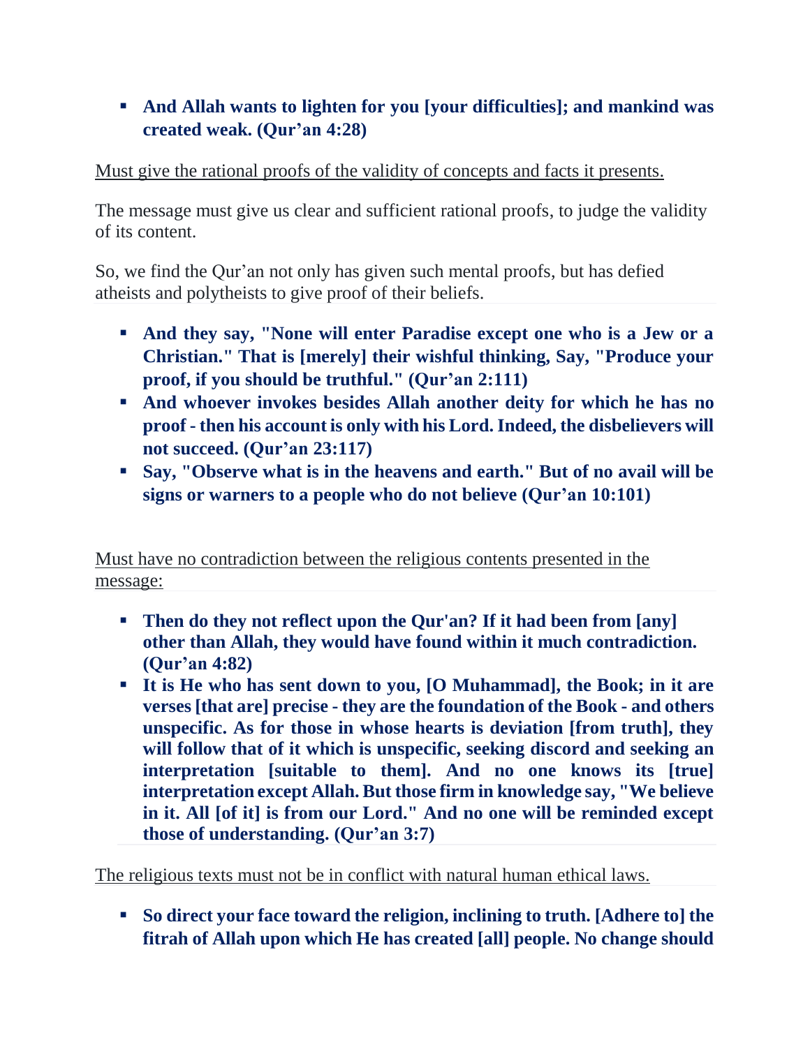- **And Allah wants to lighten for you [your difficulties]; and mankind was created weak. (Qur'an 4:28)**

Must give the rational proofs of the validity of concepts and facts it presents.

The message must give us clear and sufficient rational proofs, to judge the validity of its content.

So, we find the Qur'an not only has given such mental proofs, but has defied atheists and polytheists to give proof of their beliefs.

- **And they say, "None will enter Paradise except one who is a Jew or a Christian." That is [merely] their wishful thinking, Say, "Produce your proof, if you should be truthful." (Qur'an 2:111)**
- **And whoever invokes besides Allah another deity for which he has no proof - then his account is only with his Lord. Indeed, the disbelievers will not succeed. (Qur'an 23:117)**
- **Say, "Observe what is in the heavens and earth." But of no avail will be signs or warners to a people who do not believe (Qur'an 10:101)**

Must have no contradiction between the religious contents presented in the message:

- **Then do they not reflect upon the Qur'an? If it had been from [any] other than Allah, they would have found within it much contradiction. (Qur'an 4:82)**
- **It is He who has sent down to you, [O Muhammad], the Book; in it are verses [that are] precise - they are the foundation of the Book - and others unspecific. As for those in whose hearts is deviation [from truth], they will follow that of it which is unspecific, seeking discord and seeking an interpretation [suitable to them]. And no one knows its [true] interpretation except Allah. But those firm in knowledge say, "We believe in it. All [of it] is from our Lord." And no one will be reminded except those of understanding. (Qur'an 3:7)**

The religious texts must not be in conflict with natural human ethical laws.

- **So direct your face toward the religion, inclining to truth. [Adhere to] the fitrah of Allah upon which He has created [all] people. No change should**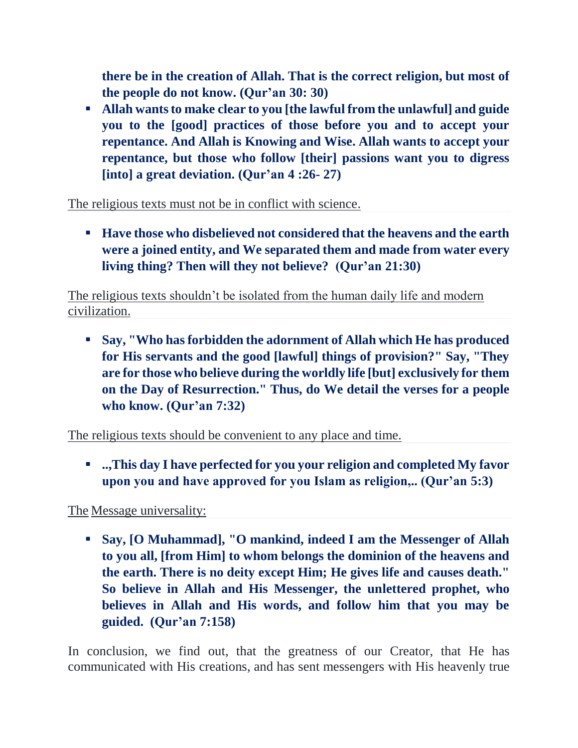**there be in the creation of Allah. That is the correct religion, but most of the people do not know. (Qur'an 30: 30)**

- **Allah wants to make clear to you [the lawful from the unlawful] and guide you to the [good] practices of those before you and to accept your repentance. And Allah is Knowing and Wise. Allah wants to accept your repentance, but those who follow [their] passions want you to digress [into] a great deviation. (Qur'an 4 :26- 27)**

<u>The religious texts must not be in conflict with science.</u>

- **Have those who disbelieved not considered that the heavens and the earth were a joined entity, and We separated them and made from water every living thing? Then will they not believe? (Qur'an 21:30)**

<u>The religious texts shouldn't be isolated from the human daily life and modern civilization.</u>

- **Say, "Who has forbidden the adornment of Allah which He has produced for His servants and the good [lawful] things of provision?" Say, "They are for those who believe during the worldly life [but] exclusively for them on the Day of Resurrection." Thus, do We detail the verses for a people who know. (Qur'an 7:32)**

<u>The religious texts should be convenient to any place and time.</u>

- **..,This day I have perfected for you your religion and completed My favor upon you and have approved for you Islam as religion,.. (Qur'an 5:3)**

<u>The Message universality:</u>

- **Say, [O Muhammad], "O mankind, indeed I am the Messenger of Allah to you all, [from Him] to whom belongs the dominion of the heavens and the earth. There is no deity except Him; He gives life and causes death." So believe in Allah and His Messenger, the unlettered prophet, who believes in Allah and His words, and follow him that you may be guided. (Qur'an 7:158)**

In conclusion, we find out, that the greatness of our Creator, that He has communicated with His creations, and has sent messengers with His heavenly true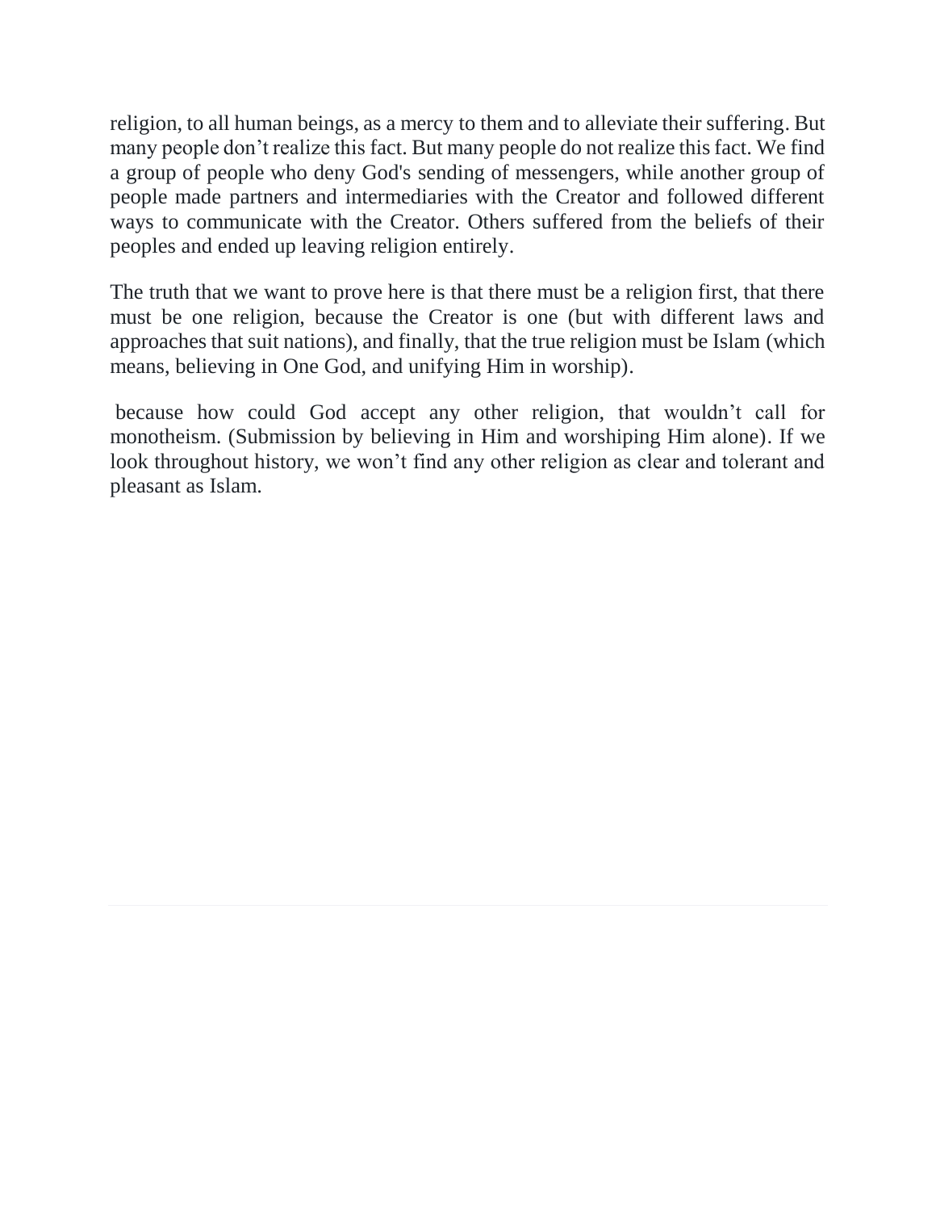religion, to all human beings, as a mercy to them and to alleviate their suffering. But many people don't realize this fact. But many people do not realize this fact. We find a group of people who deny God's sending of messengers, while another group of people made partners and intermediaries with the Creator and followed different ways to communicate with the Creator. Others suffered from the beliefs of their peoples and ended up leaving religion entirely.

The truth that we want to prove here is that there must be a religion first, that there must be one religion, because the Creator is one (but with different laws and approaches that suit nations), and finally, that the true religion must be Islam (which means, believing in One God, and unifying Him in worship).

because how could God accept any other religion, that wouldn't call for monotheism. (Submission by believing in Him and worshiping Him alone). If we look throughout history, we won't find any other religion as clear and tolerant and pleasant as Islam.